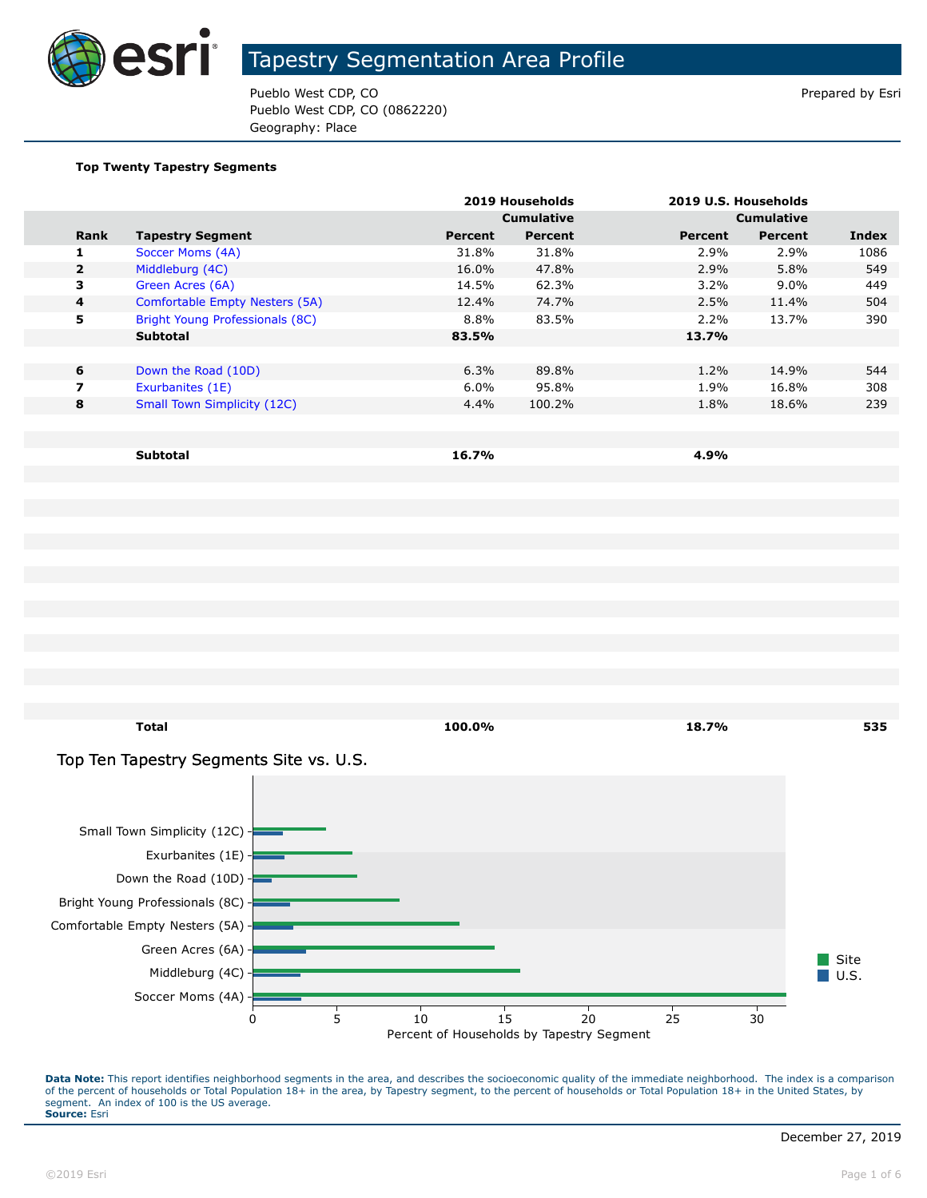# Tapestry Segmentation Area Profile

Pueblo West CDP, CO
Pueblo West CDP, CO (0862220)
Geography: Place

Prepared by Esri

**Top Twenty Tapestry Segments**

| | | 2019 Households | | 2019 U.S. Households | | |
|---|---|---|---|---|---|---|
| | | | Cumulative | | Cumulative | |
| **Rank** | **Tapestry Segment** | **Percent** | **Percent** | **Percent** | **Percent** | **Index** |
| 1 | Soccer Moms (4A) | 31.8% | 31.8% | 2.9% | 2.9% | 1086 |
| 2 | Middleburg (4C) | 16.0% | 47.8% | 2.9% | 5.8% | 549 |
| 3 | Green Acres (6A) | 14.5% | 62.3% | 3.2% | 9.0% | 449 |
| 4 | Comfortable Empty Nesters (5A) | 12.4% | 74.7% | 2.5% | 11.4% | 504 |
| 5 | Bright Young Professionals (8C) | 8.8% | 83.5% | 2.2% | 13.7% | 390 |
| | **Subtotal** | **83.5%** | | **13.7%** | | |
| 6 | Down the Road (10D) | 6.3% | 89.8% | 1.2% | 14.9% | 544 |
| 7 | Exurbanites (1E) | 6.0% | 95.8% | 1.9% | 16.8% | 308 |
| 8 | Small Town Simplicity (12C) | 4.4% | 100.2% | 1.8% | 18.6% | 239 |
| | **Subtotal** | **16.7%** | | **4.9%** | | |
| | **Total** | **100.0%** | | **18.7%** | | **535** |

## Top Ten Tapestry Segments Site vs. U.S.

| Tapestry Segment | Site | U.S. |
|---|---|---|
| Small Town Simplicity (12C) | 4.4 | 1.8 |
| Exurbanites (1E) | 6.0 | 1.9 |
| Down the Road (10D) | 6.3 | 1.2 |
| Bright Young Professionals (8C) | 8.8 | 2.2 |
| Comfortable Empty Nesters (5A) | 12.4 | 2.5 |
| Green Acres (6A) | 14.5 | 3.2 |
| Middleburg (4C) | 16.0 | 2.9 |
| Soccer Moms (4A) | 31.8 | 2.9 |

Percent of Households by Tapestry Segment

**Data Note:** This report identifies neighborhood segments in the area, and describes the socioeconomic quality of the immediate neighborhood. The index is a comparison of the percent of households or Total Population 18+ in the area, by Tapestry segment, to the percent of households or Total Population 18+ in the United States, by segment. An index of 100 is the US average.
**Source:** Esri

December 27, 2019

©2019 Esri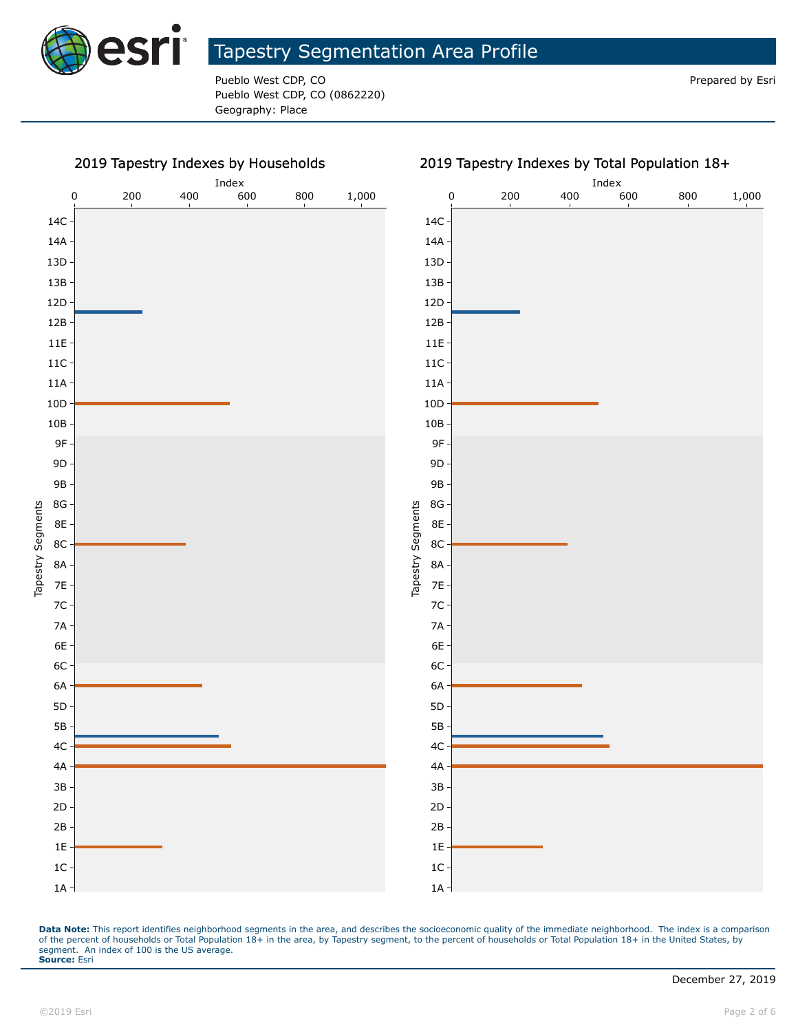# Tapestry Segmentation Area Profile

Pueblo West CDP, CO
Pueblo West CDP, CO (0862220)
Geography: Place

Prepared by Esri

## 2019 Tapestry Indexes by Households

Index: 0, 200, 400, 600, 800, 1,000

Tapestry Segments: 14C, 14A, 13D, 13B, 12D, 12B, 11E, 11C, 11A, 10D, 10B, 9F, 9D, 9B, 8G, 8E, 8C, 8A, 7E, 7C, 7A, 6E, 6C, 6A, 5D, 5B, 4C, 4A, 3B, 2D, 2B, 1E, 1C, 1A

## 2019 Tapestry Indexes by Total Population 18+

Index: 0, 200, 400, 600, 800, 1,000

Tapestry Segments: 14C, 14A, 13D, 13B, 12D, 12B, 11E, 11C, 11A, 10D, 10B, 9F, 9D, 9B, 8G, 8E, 8C, 8A, 7E, 7C, 7A, 6E, 6C, 6A, 5D, 5B, 4C, 4A, 3B, 2D, 2B, 1E, 1C, 1A

**Data Note:** This report identifies neighborhood segments in the area, and describes the socioeconomic quality of the immediate neighborhood. The index is a comparison of the percent of households or Total Population 18+ in the area, by Tapestry segment, to the percent of households or Total Population 18+ in the United States, by segment. An index of 100 is the US average.
**Source:** Esri

December 27, 2019

©2019 Esri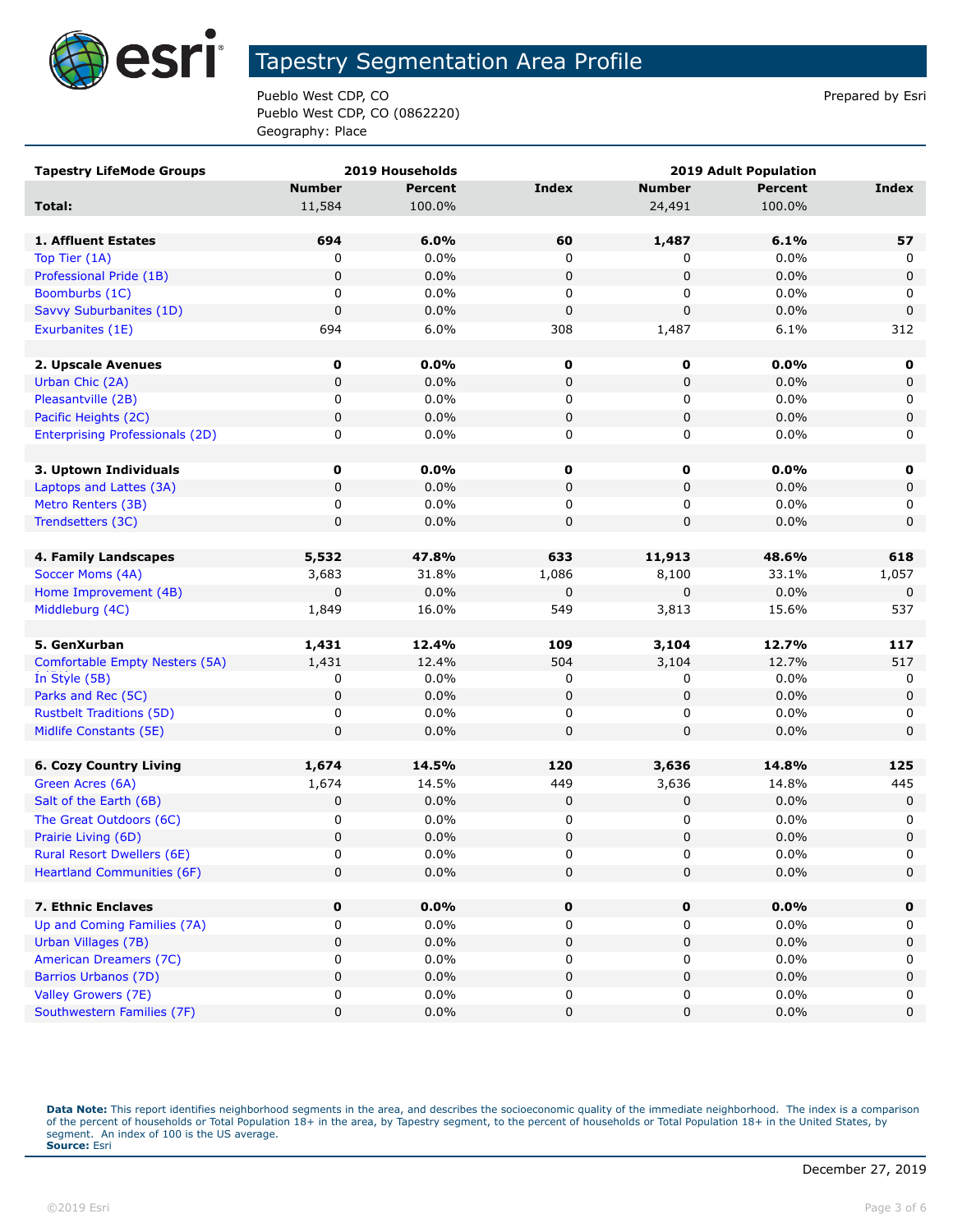# Tapestry Segmentation Area Profile

Pueblo West CDP, CO
Pueblo West CDP, CO (0862220)
Geography: Place

Prepared by Esri

| Tapestry LifeMode Groups | 2019 Households | | | 2019 Adult Population | | |
|---|---|---|---|---|---|---|
| | Number | Percent | Index | Number | Percent | Index |
| **Total:** | 11,584 | 100.0% | | 24,491 | 100.0% | |
| | | | | | | |
| **1. Affluent Estates** | **694** | **6.0%** | **60** | **1,487** | **6.1%** | **57** |
| Top Tier (1A) | 0 | 0.0% | 0 | 0 | 0.0% | 0 |
| Professional Pride (1B) | 0 | 0.0% | 0 | 0 | 0.0% | 0 |
| Boomburbs (1C) | 0 | 0.0% | 0 | 0 | 0.0% | 0 |
| Savvy Suburbanites (1D) | 0 | 0.0% | 0 | 0 | 0.0% | 0 |
| Exurbanites (1E) | 694 | 6.0% | 308 | 1,487 | 6.1% | 312 |
| | | | | | | |
| **2. Upscale Avenues** | **0** | **0.0%** | **0** | **0** | **0.0%** | **0** |
| Urban Chic (2A) | 0 | 0.0% | 0 | 0 | 0.0% | 0 |
| Pleasantville (2B) | 0 | 0.0% | 0 | 0 | 0.0% | 0 |
| Pacific Heights (2C) | 0 | 0.0% | 0 | 0 | 0.0% | 0 |
| Enterprising Professionals (2D) | 0 | 0.0% | 0 | 0 | 0.0% | 0 |
| | | | | | | |
| **3. Uptown Individuals** | **0** | **0.0%** | **0** | **0** | **0.0%** | **0** |
| Laptops and Lattes (3A) | 0 | 0.0% | 0 | 0 | 0.0% | 0 |
| Metro Renters (3B) | 0 | 0.0% | 0 | 0 | 0.0% | 0 |
| Trendsetters (3C) | 0 | 0.0% | 0 | 0 | 0.0% | 0 |
| | | | | | | |
| **4. Family Landscapes** | **5,532** | **47.8%** | **633** | **11,913** | **48.6%** | **618** |
| Soccer Moms (4A) | 3,683 | 31.8% | 1,086 | 8,100 | 33.1% | 1,057 |
| Home Improvement (4B) | 0 | 0.0% | 0 | 0 | 0.0% | 0 |
| Middleburg (4C) | 1,849 | 16.0% | 549 | 3,813 | 15.6% | 537 |
| | | | | | | |
| **5. GenXurban** | **1,431** | **12.4%** | **109** | **3,104** | **12.7%** | **117** |
| Comfortable Empty Nesters (5A) | 1,431 | 12.4% | 504 | 3,104 | 12.7% | 517 |
| In Style (5B) | 0 | 0.0% | 0 | 0 | 0.0% | 0 |
| Parks and Rec (5C) | 0 | 0.0% | 0 | 0 | 0.0% | 0 |
| Rustbelt Traditions (5D) | 0 | 0.0% | 0 | 0 | 0.0% | 0 |
| Midlife Constants (5E) | 0 | 0.0% | 0 | 0 | 0.0% | 0 |
| | | | | | | |
| **6. Cozy Country Living** | **1,674** | **14.5%** | **120** | **3,636** | **14.8%** | **125** |
| Green Acres (6A) | 1,674 | 14.5% | 449 | 3,636 | 14.8% | 445 |
| Salt of the Earth (6B) | 0 | 0.0% | 0 | 0 | 0.0% | 0 |
| The Great Outdoors (6C) | 0 | 0.0% | 0 | 0 | 0.0% | 0 |
| Prairie Living (6D) | 0 | 0.0% | 0 | 0 | 0.0% | 0 |
| Rural Resort Dwellers (6E) | 0 | 0.0% | 0 | 0 | 0.0% | 0 |
| Heartland Communities (6F) | 0 | 0.0% | 0 | 0 | 0.0% | 0 |
| | | | | | | |
| **7. Ethnic Enclaves** | **0** | **0.0%** | **0** | **0** | **0.0%** | **0** |
| Up and Coming Families (7A) | 0 | 0.0% | 0 | 0 | 0.0% | 0 |
| Urban Villages (7B) | 0 | 0.0% | 0 | 0 | 0.0% | 0 |
| American Dreamers (7C) | 0 | 0.0% | 0 | 0 | 0.0% | 0 |
| Barrios Urbanos (7D) | 0 | 0.0% | 0 | 0 | 0.0% | 0 |
| Valley Growers (7E) | 0 | 0.0% | 0 | 0 | 0.0% | 0 |
| Southwestern Families (7F) | 0 | 0.0% | 0 | 0 | 0.0% | 0 |

**Data Note:** This report identifies neighborhood segments in the area, and describes the socioeconomic quality of the immediate neighborhood. The index is a comparison of the percent of households or Total Population 18+ in the area, by Tapestry segment, to the percent of households or Total Population 18+ in the United States, by segment. An index of 100 is the US average.
**Source:** Esri

December 27, 2019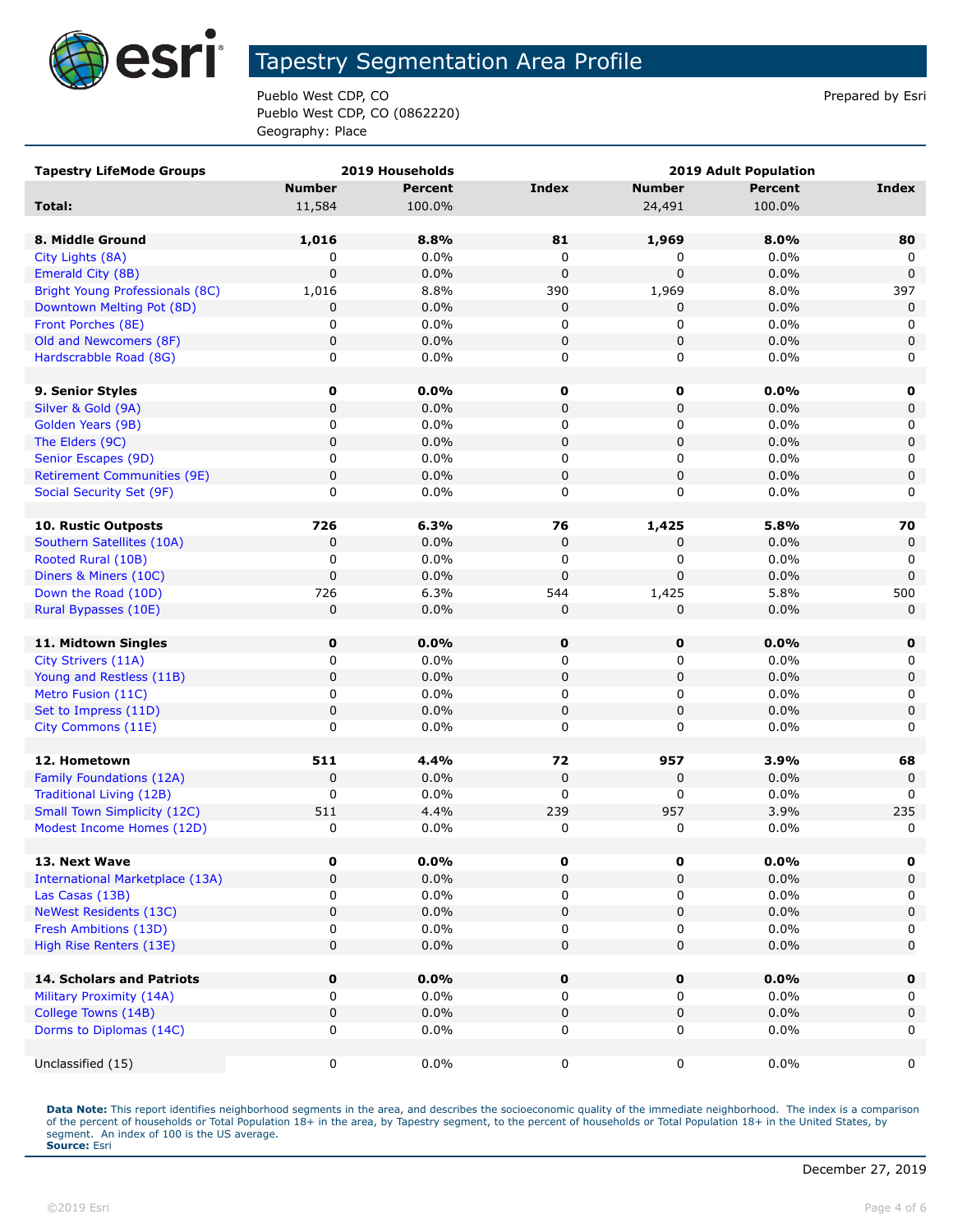# Tapestry Segmentation Area Profile

Pueblo West CDP, CO
Pueblo West CDP, CO (0862220)
Geography: Place

Prepared by Esri

| Tapestry LifeMode Groups | 2019 Households | | | 2019 Adult Population | | |
|---|---|---|---|---|---|---|
| | Number | Percent | Index | Number | Percent | Index |
| **Total:** | 11,584 | 100.0% | | 24,491 | 100.0% | |
| | | | | | | |
| **8. Middle Ground** | **1,016** | **8.8%** | **81** | **1,969** | **8.0%** | **80** |
| City Lights (8A) | 0 | 0.0% | 0 | 0 | 0.0% | 0 |
| Emerald City (8B) | 0 | 0.0% | 0 | 0 | 0.0% | 0 |
| Bright Young Professionals (8C) | 1,016 | 8.8% | 390 | 1,969 | 8.0% | 397 |
| Downtown Melting Pot (8D) | 0 | 0.0% | 0 | 0 | 0.0% | 0 |
| Front Porches (8E) | 0 | 0.0% | 0 | 0 | 0.0% | 0 |
| Old and Newcomers (8F) | 0 | 0.0% | 0 | 0 | 0.0% | 0 |
| Hardscrabble Road (8G) | 0 | 0.0% | 0 | 0 | 0.0% | 0 |
| | | | | | | |
| **9. Senior Styles** | **0** | **0.0%** | **0** | **0** | **0.0%** | **0** |
| Silver & Gold (9A) | 0 | 0.0% | 0 | 0 | 0.0% | 0 |
| Golden Years (9B) | 0 | 0.0% | 0 | 0 | 0.0% | 0 |
| The Elders (9C) | 0 | 0.0% | 0 | 0 | 0.0% | 0 |
| Senior Escapes (9D) | 0 | 0.0% | 0 | 0 | 0.0% | 0 |
| Retirement Communities (9E) | 0 | 0.0% | 0 | 0 | 0.0% | 0 |
| Social Security Set (9F) | 0 | 0.0% | 0 | 0 | 0.0% | 0 |
| | | | | | | |
| **10. Rustic Outposts** | **726** | **6.3%** | **76** | **1,425** | **5.8%** | **70** |
| Southern Satellites (10A) | 0 | 0.0% | 0 | 0 | 0.0% | 0 |
| Rooted Rural (10B) | 0 | 0.0% | 0 | 0 | 0.0% | 0 |
| Diners & Miners (10C) | 0 | 0.0% | 0 | 0 | 0.0% | 0 |
| Down the Road (10D) | 726 | 6.3% | 544 | 1,425 | 5.8% | 500 |
| Rural Bypasses (10E) | 0 | 0.0% | 0 | 0 | 0.0% | 0 |
| | | | | | | |
| **11. Midtown Singles** | **0** | **0.0%** | **0** | **0** | **0.0%** | **0** |
| City Strivers (11A) | 0 | 0.0% | 0 | 0 | 0.0% | 0 |
| Young and Restless (11B) | 0 | 0.0% | 0 | 0 | 0.0% | 0 |
| Metro Fusion (11C) | 0 | 0.0% | 0 | 0 | 0.0% | 0 |
| Set to Impress (11D) | 0 | 0.0% | 0 | 0 | 0.0% | 0 |
| City Commons (11E) | 0 | 0.0% | 0 | 0 | 0.0% | 0 |
| | | | | | | |
| **12. Hometown** | **511** | **4.4%** | **72** | **957** | **3.9%** | **68** |
| Family Foundations (12A) | 0 | 0.0% | 0 | 0 | 0.0% | 0 |
| Traditional Living (12B) | 0 | 0.0% | 0 | 0 | 0.0% | 0 |
| Small Town Simplicity (12C) | 511 | 4.4% | 239 | 957 | 3.9% | 235 |
| Modest Income Homes (12D) | 0 | 0.0% | 0 | 0 | 0.0% | 0 |
| | | | | | | |
| **13. Next Wave** | **0** | **0.0%** | **0** | **0** | **0.0%** | **0** |
| International Marketplace (13A) | 0 | 0.0% | 0 | 0 | 0.0% | 0 |
| Las Casas (13B) | 0 | 0.0% | 0 | 0 | 0.0% | 0 |
| NeWest Residents (13C) | 0 | 0.0% | 0 | 0 | 0.0% | 0 |
| Fresh Ambitions (13D) | 0 | 0.0% | 0 | 0 | 0.0% | 0 |
| High Rise Renters (13E) | 0 | 0.0% | 0 | 0 | 0.0% | 0 |
| | | | | | | |
| **14. Scholars and Patriots** | **0** | **0.0%** | **0** | **0** | **0.0%** | **0** |
| Military Proximity (14A) | 0 | 0.0% | 0 | 0 | 0.0% | 0 |
| College Towns (14B) | 0 | 0.0% | 0 | 0 | 0.0% | 0 |
| Dorms to Diplomas (14C) | 0 | 0.0% | 0 | 0 | 0.0% | 0 |
| | | | | | | |
| Unclassified (15) | 0 | 0.0% | 0 | 0 | 0.0% | 0 |

**Data Note:** This report identifies neighborhood segments in the area, and describes the socioeconomic quality of the immediate neighborhood. The index is a comparison of the percent of households or Total Population 18+ in the area, by Tapestry segment, to the percent of households or Total Population 18+ in the United States, by segment. An index of 100 is the US average.
**Source:** Esri

December 27, 2019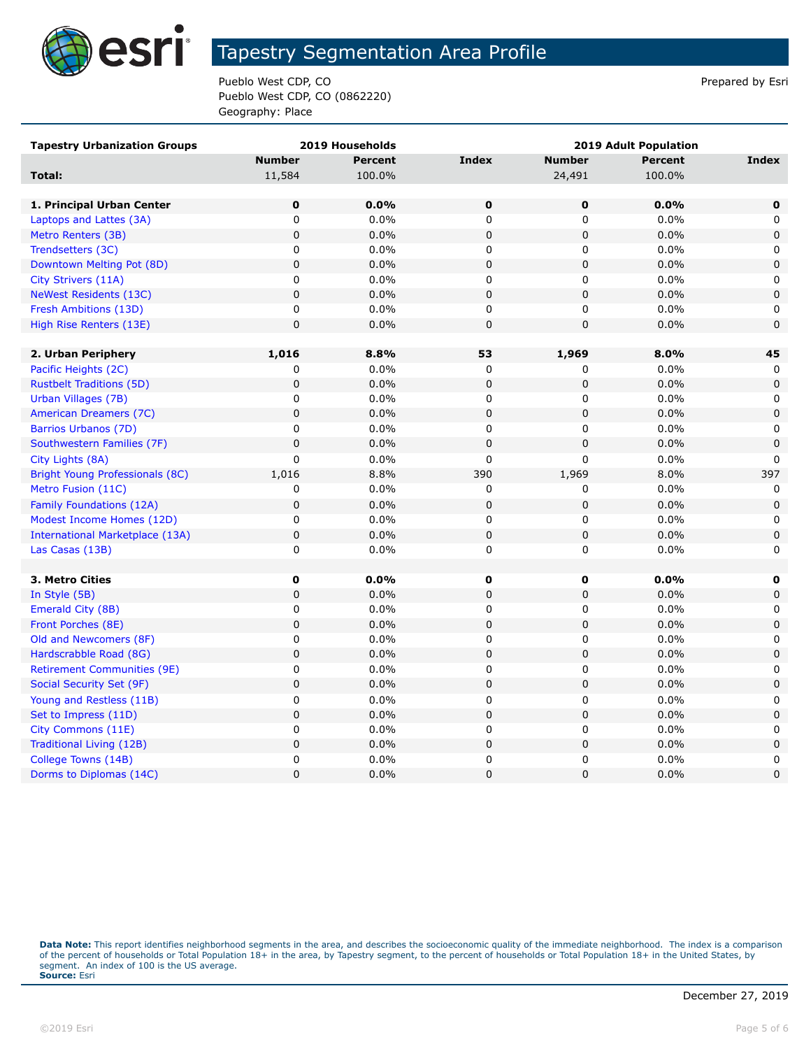# Tapestry Segmentation Area Profile

Pueblo West CDP, CO
Pueblo West CDP, CO (0862220)
Geography: Place

Prepared by Esri

| Tapestry Urbanization Groups | 2019 Households | | | 2019 Adult Population | | |
|---|---|---|---|---|---|---|
| | Number | Percent | Index | Number | Percent | Index |
| **Total:** | 11,584 | 100.0% | | 24,491 | 100.0% | |
| | | | | | | |
| **1. Principal Urban Center** | **0** | **0.0%** | **0** | **0** | **0.0%** | **0** |
| Laptops and Lattes (3A) | 0 | 0.0% | 0 | 0 | 0.0% | 0 |
| Metro Renters (3B) | 0 | 0.0% | 0 | 0 | 0.0% | 0 |
| Trendsetters (3C) | 0 | 0.0% | 0 | 0 | 0.0% | 0 |
| Downtown Melting Pot (8D) | 0 | 0.0% | 0 | 0 | 0.0% | 0 |
| City Strivers (11A) | 0 | 0.0% | 0 | 0 | 0.0% | 0 |
| NeWest Residents (13C) | 0 | 0.0% | 0 | 0 | 0.0% | 0 |
| Fresh Ambitions (13D) | 0 | 0.0% | 0 | 0 | 0.0% | 0 |
| High Rise Renters (13E) | 0 | 0.0% | 0 | 0 | 0.0% | 0 |
| | | | | | | |
| **2. Urban Periphery** | **1,016** | **8.8%** | **53** | **1,969** | **8.0%** | **45** |
| Pacific Heights (2C) | 0 | 0.0% | 0 | 0 | 0.0% | 0 |
| Rustbelt Traditions (5D) | 0 | 0.0% | 0 | 0 | 0.0% | 0 |
| Urban Villages (7B) | 0 | 0.0% | 0 | 0 | 0.0% | 0 |
| American Dreamers (7C) | 0 | 0.0% | 0 | 0 | 0.0% | 0 |
| Barrios Urbanos (7D) | 0 | 0.0% | 0 | 0 | 0.0% | 0 |
| Southwestern Families (7F) | 0 | 0.0% | 0 | 0 | 0.0% | 0 |
| City Lights (8A) | 0 | 0.0% | 0 | 0 | 0.0% | 0 |
| Bright Young Professionals (8C) | 1,016 | 8.8% | 390 | 1,969 | 8.0% | 397 |
| Metro Fusion (11C) | 0 | 0.0% | 0 | 0 | 0.0% | 0 |
| Family Foundations (12A) | 0 | 0.0% | 0 | 0 | 0.0% | 0 |
| Modest Income Homes (12D) | 0 | 0.0% | 0 | 0 | 0.0% | 0 |
| International Marketplace (13A) | 0 | 0.0% | 0 | 0 | 0.0% | 0 |
| Las Casas (13B) | 0 | 0.0% | 0 | 0 | 0.0% | 0 |
| | | | | | | |
| **3. Metro Cities** | **0** | **0.0%** | **0** | **0** | **0.0%** | **0** |
| In Style (5B) | 0 | 0.0% | 0 | 0 | 0.0% | 0 |
| Emerald City (8B) | 0 | 0.0% | 0 | 0 | 0.0% | 0 |
| Front Porches (8E) | 0 | 0.0% | 0 | 0 | 0.0% | 0 |
| Old and Newcomers (8F) | 0 | 0.0% | 0 | 0 | 0.0% | 0 |
| Hardscrabble Road (8G) | 0 | 0.0% | 0 | 0 | 0.0% | 0 |
| Retirement Communities (9E) | 0 | 0.0% | 0 | 0 | 0.0% | 0 |
| Social Security Set (9F) | 0 | 0.0% | 0 | 0 | 0.0% | 0 |
| Young and Restless (11B) | 0 | 0.0% | 0 | 0 | 0.0% | 0 |
| Set to Impress (11D) | 0 | 0.0% | 0 | 0 | 0.0% | 0 |
| City Commons (11E) | 0 | 0.0% | 0 | 0 | 0.0% | 0 |
| Traditional Living (12B) | 0 | 0.0% | 0 | 0 | 0.0% | 0 |
| College Towns (14B) | 0 | 0.0% | 0 | 0 | 0.0% | 0 |
| Dorms to Diplomas (14C) | 0 | 0.0% | 0 | 0 | 0.0% | 0 |

**Data Note:** This report identifies neighborhood segments in the area, and describes the socioeconomic quality of the immediate neighborhood. The index is a comparison of the percent of households or Total Population 18+ in the area, by Tapestry segment, to the percent of households or Total Population 18+ in the United States, by segment. An index of 100 is the US average.
**Source:** Esri

December 27, 2019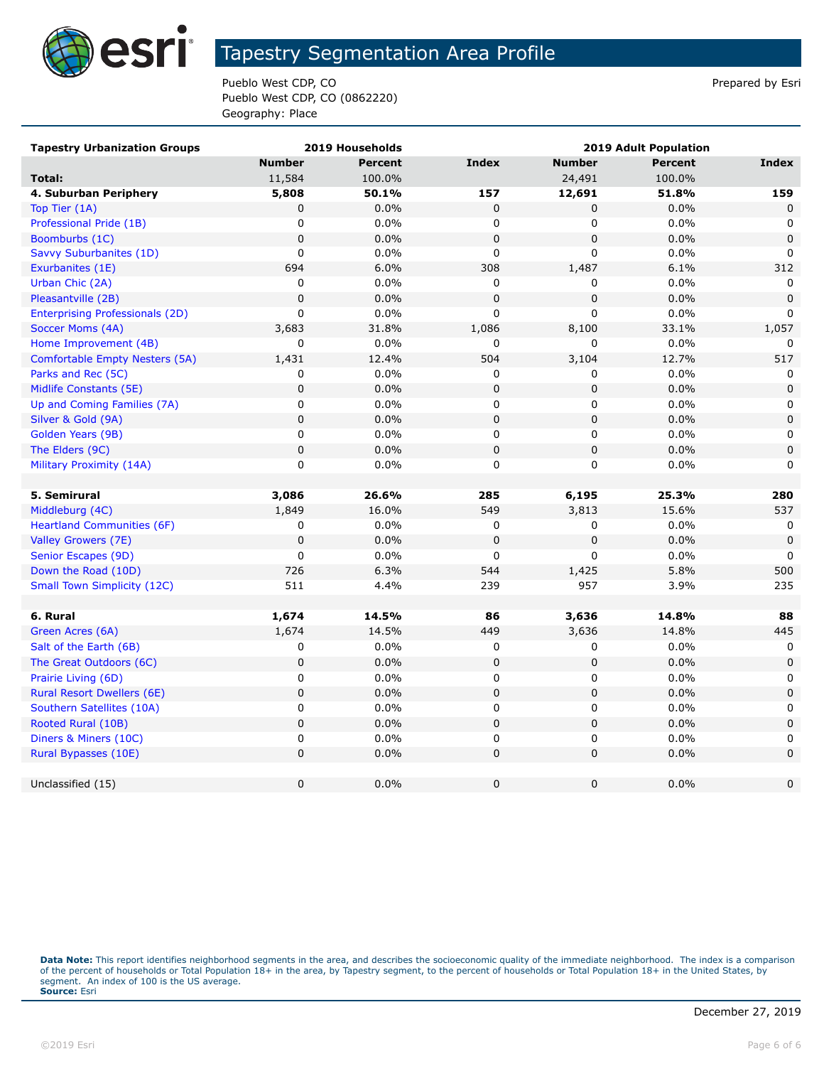# Tapestry Segmentation Area Profile

Pueblo West CDP, CO
Pueblo West CDP, CO (0862220)
Geography: Place

Prepared by Esri

| Tapestry Urbanization Groups | 2019 Households | | | 2019 Adult Population | | |
|---|---|---|---|---|---|---|
| | Number | Percent | Index | Number | Percent | Index |
| **Total:** | 11,584 | 100.0% | | 24,491 | 100.0% | |
| **4. Suburban Periphery** | **5,808** | **50.1%** | **157** | **12,691** | **51.8%** | **159** |
| Top Tier (1A) | 0 | 0.0% | 0 | 0 | 0.0% | 0 |
| Professional Pride (1B) | 0 | 0.0% | 0 | 0 | 0.0% | 0 |
| Boomburbs (1C) | 0 | 0.0% | 0 | 0 | 0.0% | 0 |
| Savvy Suburbanites (1D) | 0 | 0.0% | 0 | 0 | 0.0% | 0 |
| Exurbanites (1E) | 694 | 6.0% | 308 | 1,487 | 6.1% | 312 |
| Urban Chic (2A) | 0 | 0.0% | 0 | 0 | 0.0% | 0 |
| Pleasantville (2B) | 0 | 0.0% | 0 | 0 | 0.0% | 0 |
| Enterprising Professionals (2D) | 0 | 0.0% | 0 | 0 | 0.0% | 0 |
| Soccer Moms (4A) | 3,683 | 31.8% | 1,086 | 8,100 | 33.1% | 1,057 |
| Home Improvement (4B) | 0 | 0.0% | 0 | 0 | 0.0% | 0 |
| Comfortable Empty Nesters (5A) | 1,431 | 12.4% | 504 | 3,104 | 12.7% | 517 |
| Parks and Rec (5C) | 0 | 0.0% | 0 | 0 | 0.0% | 0 |
| Midlife Constants (5E) | 0 | 0.0% | 0 | 0 | 0.0% | 0 |
| Up and Coming Families (7A) | 0 | 0.0% | 0 | 0 | 0.0% | 0 |
| Silver & Gold (9A) | 0 | 0.0% | 0 | 0 | 0.0% | 0 |
| Golden Years (9B) | 0 | 0.0% | 0 | 0 | 0.0% | 0 |
| The Elders (9C) | 0 | 0.0% | 0 | 0 | 0.0% | 0 |
| Military Proximity (14A) | 0 | 0.0% | 0 | 0 | 0.0% | 0 |
| | | | | | | |
| **5. Semirural** | **3,086** | **26.6%** | **285** | **6,195** | **25.3%** | **280** |
| Middleburg (4C) | 1,849 | 16.0% | 549 | 3,813 | 15.6% | 537 |
| Heartland Communities (6F) | 0 | 0.0% | 0 | 0 | 0.0% | 0 |
| Valley Growers (7E) | 0 | 0.0% | 0 | 0 | 0.0% | 0 |
| Senior Escapes (9D) | 0 | 0.0% | 0 | 0 | 0.0% | 0 |
| Down the Road (10D) | 726 | 6.3% | 544 | 1,425 | 5.8% | 500 |
| Small Town Simplicity (12C) | 511 | 4.4% | 239 | 957 | 3.9% | 235 |
| | | | | | | |
| **6. Rural** | **1,674** | **14.5%** | **86** | **3,636** | **14.8%** | **88** |
| Green Acres (6A) | 1,674 | 14.5% | 449 | 3,636 | 14.8% | 445 |
| Salt of the Earth (6B) | 0 | 0.0% | 0 | 0 | 0.0% | 0 |
| The Great Outdoors (6C) | 0 | 0.0% | 0 | 0 | 0.0% | 0 |
| Prairie Living (6D) | 0 | 0.0% | 0 | 0 | 0.0% | 0 |
| Rural Resort Dwellers (6E) | 0 | 0.0% | 0 | 0 | 0.0% | 0 |
| Southern Satellites (10A) | 0 | 0.0% | 0 | 0 | 0.0% | 0 |
| Rooted Rural (10B) | 0 | 0.0% | 0 | 0 | 0.0% | 0 |
| Diners & Miners (10C) | 0 | 0.0% | 0 | 0 | 0.0% | 0 |
| Rural Bypasses (10E) | 0 | 0.0% | 0 | 0 | 0.0% | 0 |
| | | | | | | |
| Unclassified (15) | 0 | 0.0% | 0 | 0 | 0.0% | 0 |

**Data Note:** This report identifies neighborhood segments in the area, and describes the socioeconomic quality of the immediate neighborhood. The index is a comparison of the percent of households or Total Population 18+ in the area, by Tapestry segment, to the percent of households or Total Population 18+ in the United States, by segment. An index of 100 is the US average.
**Source:** Esri

December 27, 2019

©2019 Esri